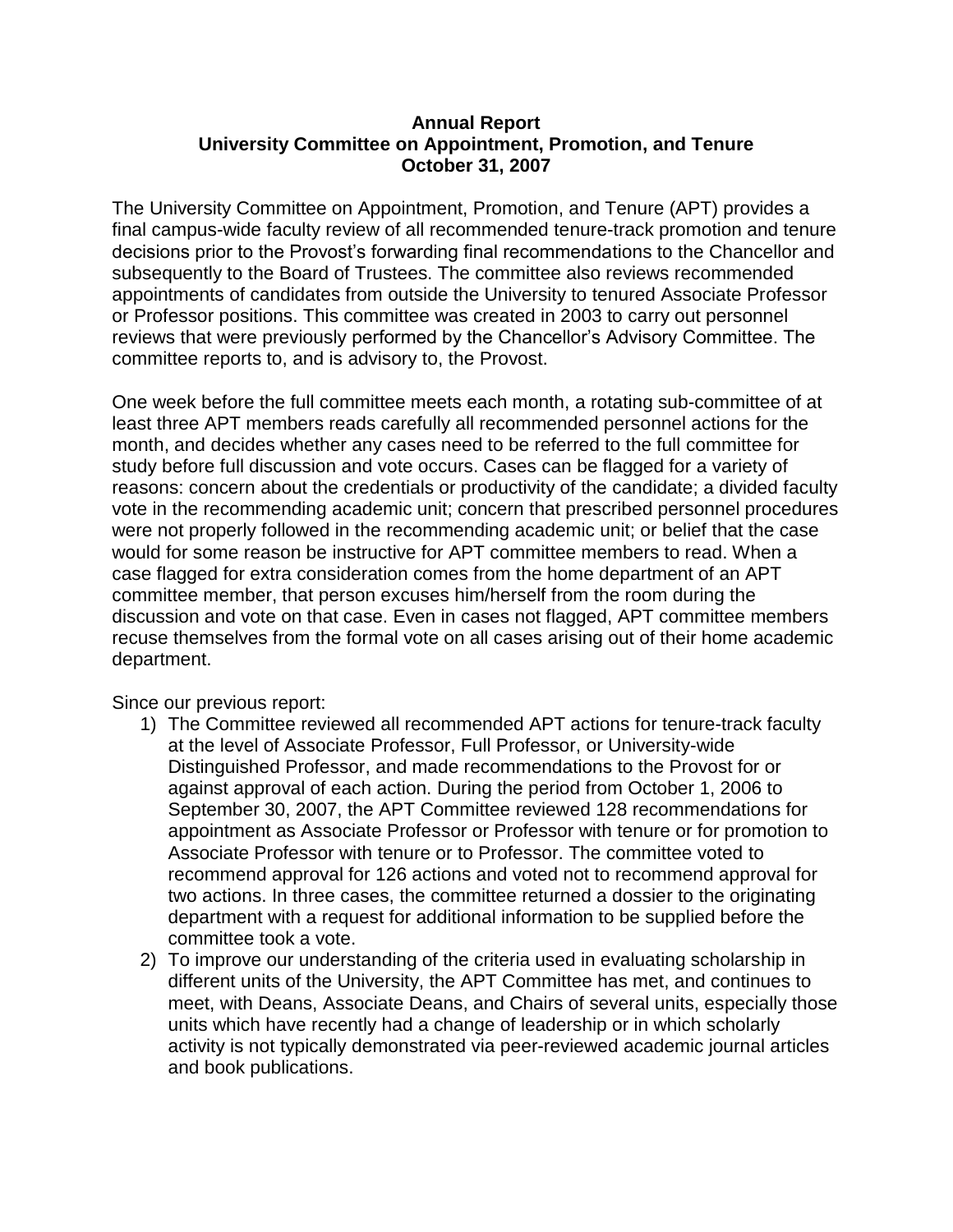**Annual Report**
**University Committee on Appointment, Promotion, and Tenure**
**October 31, 2007**

The University Committee on Appointment, Promotion, and Tenure (APT) provides a final campus-wide faculty review of all recommended tenure-track promotion and tenure decisions prior to the Provost's forwarding final recommendations to the Chancellor and subsequently to the Board of Trustees. The committee also reviews recommended appointments of candidates from outside the University to tenured Associate Professor or Professor positions. This committee was created in 2003 to carry out personnel reviews that were previously performed by the Chancellor's Advisory Committee. The committee reports to, and is advisory to, the Provost.

One week before the full committee meets each month, a rotating sub-committee of at least three APT members reads carefully all recommended personnel actions for the month, and decides whether any cases need to be referred to the full committee for study before full discussion and vote occurs. Cases can be flagged for a variety of reasons: concern about the credentials or productivity of the candidate; a divided faculty vote in the recommending academic unit; concern that prescribed personnel procedures were not properly followed in the recommending academic unit; or belief that the case would for some reason be instructive for APT committee members to read. When a case flagged for extra consideration comes from the home department of an APT committee member, that person excuses him/herself from the room during the discussion and vote on that case. Even in cases not flagged, APT committee members recuse themselves from the formal vote on all cases arising out of their home academic department.

Since our previous report:

1) The Committee reviewed all recommended APT actions for tenure-track faculty at the level of Associate Professor, Full Professor, or University-wide Distinguished Professor, and made recommendations to the Provost for or against approval of each action. During the period from October 1, 2006 to September 30, 2007, the APT Committee reviewed 128 recommendations for appointment as Associate Professor or Professor with tenure or for promotion to Associate Professor with tenure or to Professor. The committee voted to recommend approval for 126 actions and voted not to recommend approval for two actions. In three cases, the committee returned a dossier to the originating department with a request for additional information to be supplied before the committee took a vote.
2) To improve our understanding of the criteria used in evaluating scholarship in different units of the University, the APT Committee has met, and continues to meet, with Deans, Associate Deans, and Chairs of several units, especially those units which have recently had a change of leadership or in which scholarly activity is not typically demonstrated via peer-reviewed academic journal articles and book publications.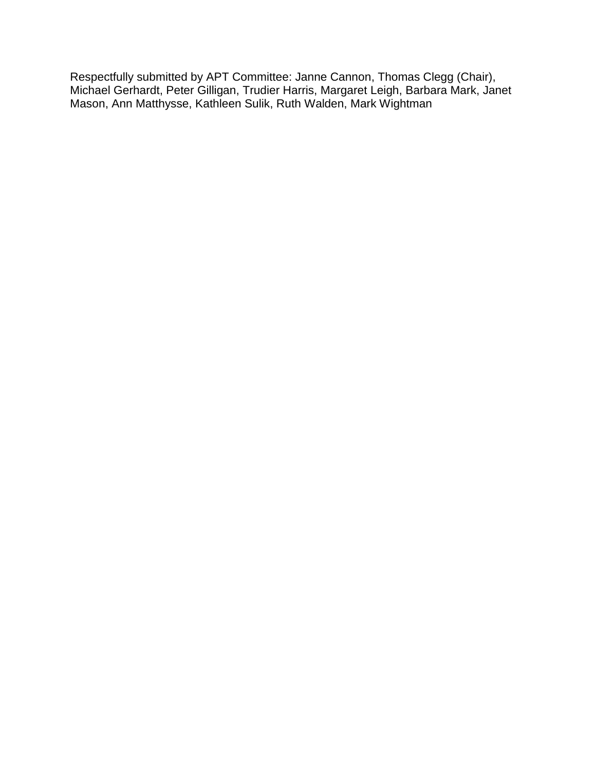Respectfully submitted by APT Committee: Janne Cannon, Thomas Clegg (Chair), Michael Gerhardt, Peter Gilligan, Trudier Harris, Margaret Leigh, Barbara Mark, Janet Mason, Ann Matthysse, Kathleen Sulik, Ruth Walden, Mark Wightman